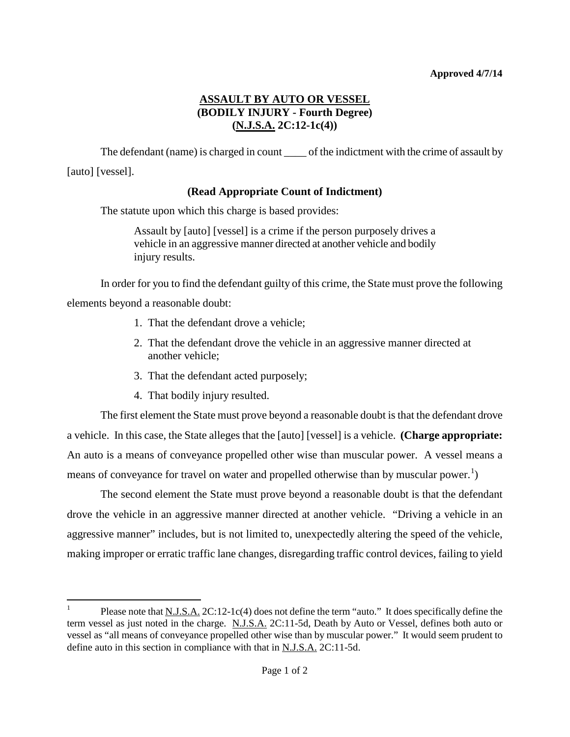**Approved 4/7/14**

# ASSAULT BY AUTO OR VESSEL
## (BODILY INJURY - Fourth Degree)
## (N.J.S.A. 2C:12-1c(4))

The defendant (name) is charged in count ____ of the indictment with the crime of assault by [auto] [vessel].

**(Read Appropriate Count of Indictment)**

The statute upon which this charge is based provides:

> Assault by [auto] [vessel] is a crime if the person purposely drives a vehicle in an aggressive manner directed at another vehicle and bodily injury results.

In order for you to find the defendant guilty of this crime, the State must prove the following elements beyond a reasonable doubt:

1. That the defendant drove a vehicle;
2. That the defendant drove the vehicle in an aggressive manner directed at another vehicle;
3. That the defendant acted purposely;
4. That bodily injury resulted.

The first element the State must prove beyond a reasonable doubt is that the defendant drove a vehicle. In this case, the State alleges that the [auto] [vessel] is a vehicle. **(Charge appropriate:** An auto is a means of conveyance propelled other wise than muscular power. A vessel means a means of conveyance for travel on water and propelled otherwise than by muscular power.[1])

The second element the State must prove beyond a reasonable doubt is that the defendant drove the vehicle in an aggressive manner directed at another vehicle. "Driving a vehicle in an aggressive manner" includes, but is not limited to, unexpectedly altering the speed of the vehicle, making improper or erratic traffic lane changes, disregarding traffic control devices, failing to yield

---

[1] Please note that N.J.S.A. 2C:12-1c(4) does not define the term "auto." It does specifically define the term vessel as just noted in the charge. N.J.S.A. 2C:11-5d, Death by Auto or Vessel, defines both auto or vessel as "all means of conveyance propelled other wise than by muscular power." It would seem prudent to define auto in this section in compliance with that in N.J.S.A. 2C:11-5d.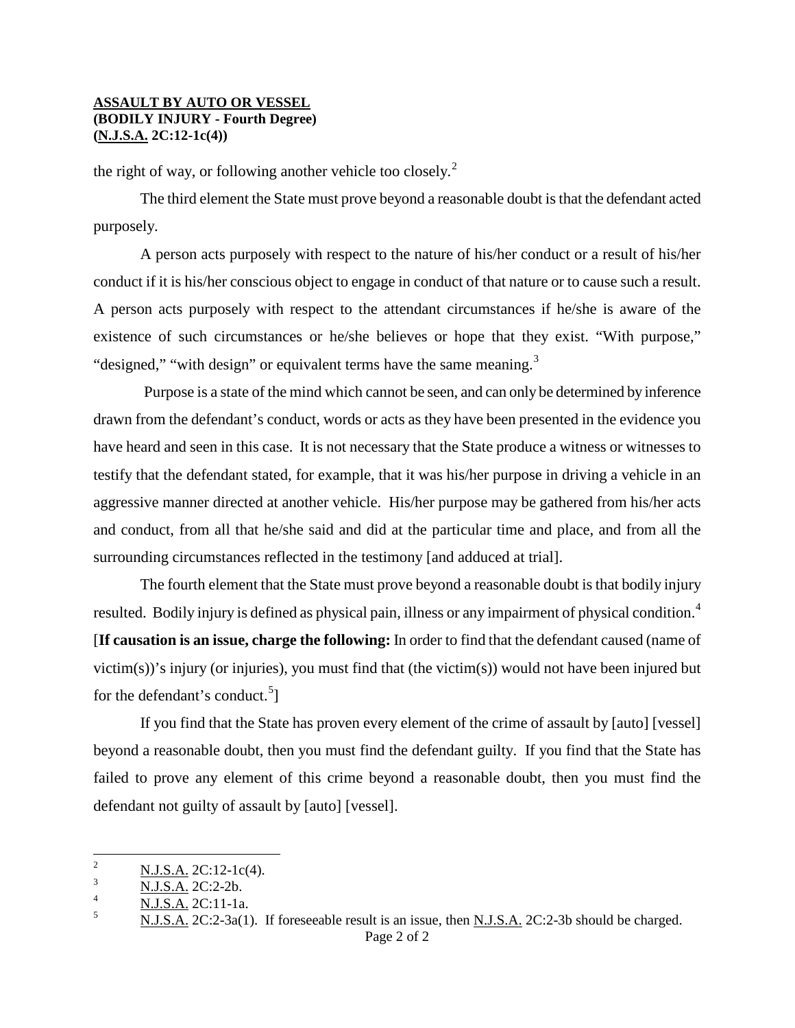**ASSAULT BY AUTO OR VESSEL**
**(BODILY INJURY - Fourth Degree)**
**(N.J.S.A. 2C:12-1c(4))**

the right of way, or following another vehicle too closely.[2]

The third element the State must prove beyond a reasonable doubt is that the defendant acted purposely.

A person acts purposely with respect to the nature of his/her conduct or a result of his/her conduct if it is his/her conscious object to engage in conduct of that nature or to cause such a result. A person acts purposely with respect to the attendant circumstances if he/she is aware of the existence of such circumstances or he/she believes or hope that they exist. "With purpose," "designed," "with design" or equivalent terms have the same meaning.[3]

Purpose is a state of the mind which cannot be seen, and can only be determined by inference drawn from the defendant's conduct, words or acts as they have been presented in the evidence you have heard and seen in this case. It is not necessary that the State produce a witness or witnesses to testify that the defendant stated, for example, that it was his/her purpose in driving a vehicle in an aggressive manner directed at another vehicle. His/her purpose may be gathered from his/her acts and conduct, from all that he/she said and did at the particular time and place, and from all the surrounding circumstances reflected in the testimony [and adduced at trial].

The fourth element that the State must prove beyond a reasonable doubt is that bodily injury resulted. Bodily injury is defined as physical pain, illness or any impairment of physical condition.[4] [**If causation is an issue, charge the following:** In order to find that the defendant caused (name of victim(s))'s injury (or injuries), you must find that (the victim(s)) would not have been injured but for the defendant's conduct.[5]]

If you find that the State has proven every element of the crime of assault by [auto] [vessel] beyond a reasonable doubt, then you must find the defendant guilty. If you find that the State has failed to prove any element of this crime beyond a reasonable doubt, then you must find the defendant not guilty of assault by [auto] [vessel].

---

[2] N.J.S.A. 2C:12-1c(4).

[3] N.J.S.A. 2C:2-2b.

[4] N.J.S.A. 2C:11-1a.

[5] N.J.S.A. 2C:2-3a(1). If foreseeable result is an issue, then N.J.S.A. 2C:2-3b should be charged.